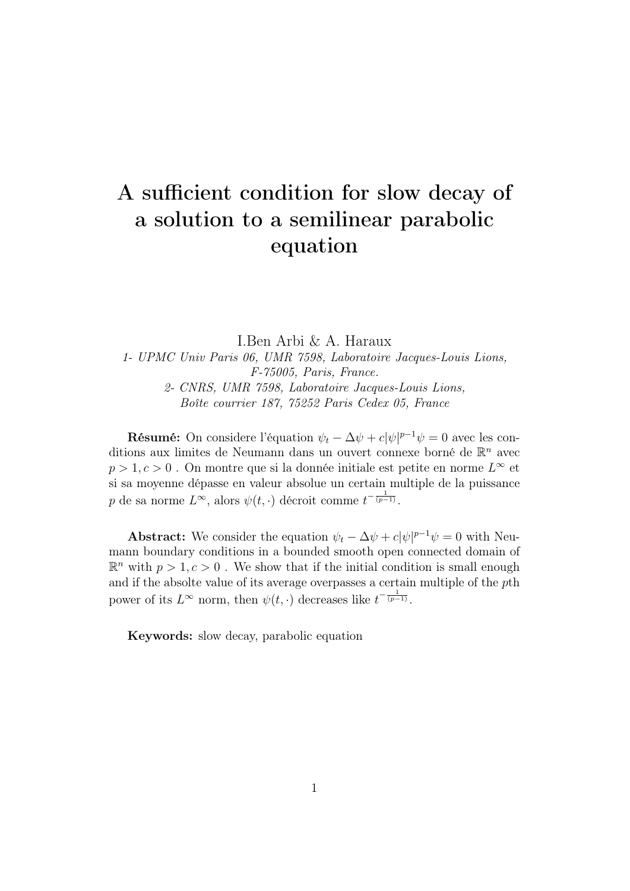# A sufficient condition for slow decay of a solution to a semilinear parabolic equation

I.Ben Arbi & A. Haraux

*1- UPMC Univ Paris 06, UMR 7598, Laboratoire Jacques-Louis Lions, F-75005, Paris, France.*

*2- CNRS, UMR 7598, Laboratoire Jacques-Louis Lions, Boîte courrier 187, 75252 Paris Cedex 05, France*

**Résumé:** On considere l'équation $\psi_t - \Delta\psi + c|\psi|^{p-1}\psi = 0$ avec les conditions aux limites de Neumann dans un ouvert connexe borné de $\mathbb{R}^n$ avec $p > 1, c > 0$ . On montre que si la donnée initiale est petite en norme $L^\infty$ et si sa moyenne dépasse en valeur absolue un certain multiple de la puissance $p$ de sa norme $L^\infty$, alors $\psi(t, \cdot)$ décroit comme $t^{-\frac{1}{(p-1)}}$.

**Abstract:** We consider the equation $\psi_t - \Delta\psi + c|\psi|^{p-1}\psi = 0$ with Neumann boundary conditions in a bounded smooth open connected domain of $\mathbb{R}^n$ with $p > 1, c > 0$ . We show that if the initial condition is small enough and if the absolte value of its average overpasses a certain multiple of the $p$th power of its $L^\infty$ norm, then $\psi(t, \cdot)$ decreases like $t^{-\frac{1}{(p-1)}}$.

**Keywords:** slow decay, parabolic equation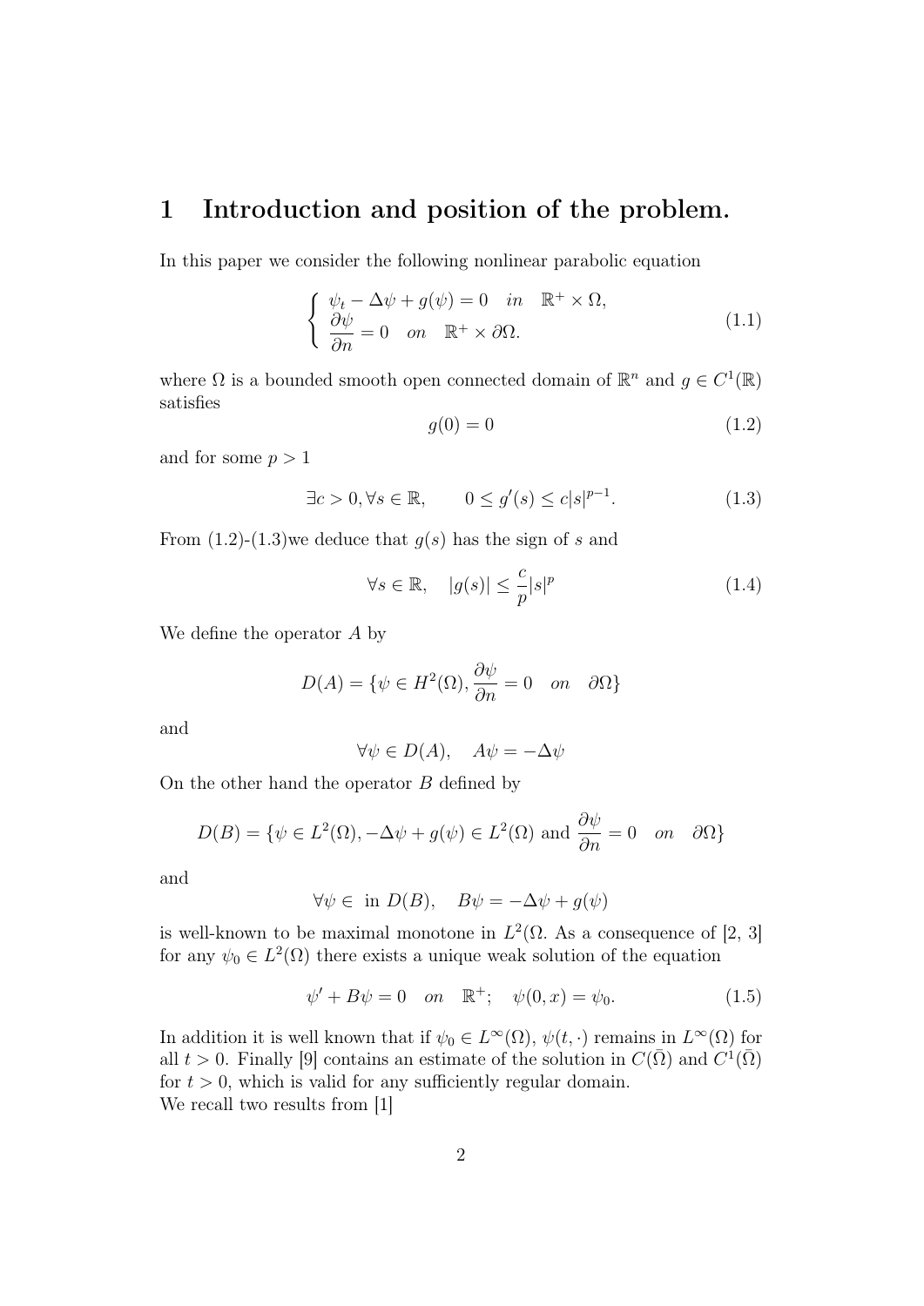# 1 Introduction and position of the problem.

In this paper we consider the following nonlinear parabolic equation

$$\left\{ \begin{array}{l} \psi_t - \Delta\psi + g(\psi) = 0 \quad in \quad \mathbb{R}^+ \times \Omega, \\ \dfrac{\partial \psi}{\partial n} = 0 \quad on \quad \mathbb{R}^+ \times \partial\Omega. \end{array} \right. \tag{1.1}$$

where $\Omega$ is a bounded smooth open connected domain of $\mathbb{R}^n$ and $g \in C^1(\mathbb{R})$ satisfies

$$g(0) = 0 \tag{1.2}$$

and for some $p > 1$

$$\exists c > 0, \forall s \in \mathbb{R}, \qquad 0 \leq g'(s) \leq c|s|^{p-1}. \tag{1.3}$$

From (1.2)-(1.3)we deduce that $g(s)$ has the sign of $s$ and

$$\forall s \in \mathbb{R}, \quad |g(s)| \leq \frac{c}{p}|s|^p \tag{1.4}$$

We define the operator $A$ by

$$D(A) = \{\psi \in H^2(\Omega), \frac{\partial \psi}{\partial n} = 0 \quad on \quad \partial\Omega\}$$

and

$$\forall \psi \in D(A), \quad A\psi = -\Delta\psi$$

On the other hand the operator $B$ defined by

$$D(B) = \{\psi \in L^2(\Omega), -\Delta\psi + g(\psi) \in L^2(\Omega) \text{ and } \frac{\partial \psi}{\partial n} = 0 \quad on \quad \partial\Omega\}$$

and

$$\forall \psi \in \text{ in } D(B), \quad B\psi = -\Delta\psi + g(\psi)$$

is well-known to be maximal monotone in $L^2(\Omega$. As a consequence of [2, 3] for any $\psi_0 \in L^2(\Omega)$ there exists a unique weak solution of the equation

$$\psi' + B\psi = 0 \quad on \quad \mathbb{R}^+; \quad \psi(0, x) = \psi_0. \tag{1.5}$$

In addition it is well known that if $\psi_0 \in L^\infty(\Omega)$, $\psi(t, \cdot)$ remains in $L^\infty(\Omega)$ for all $t > 0$. Finally [9] contains an estimate of the solution in $C(\bar{\Omega})$ and $C^1(\bar{\Omega})$ for $t > 0$, which is valid for any sufficiently regular domain.
We recall two results from [1]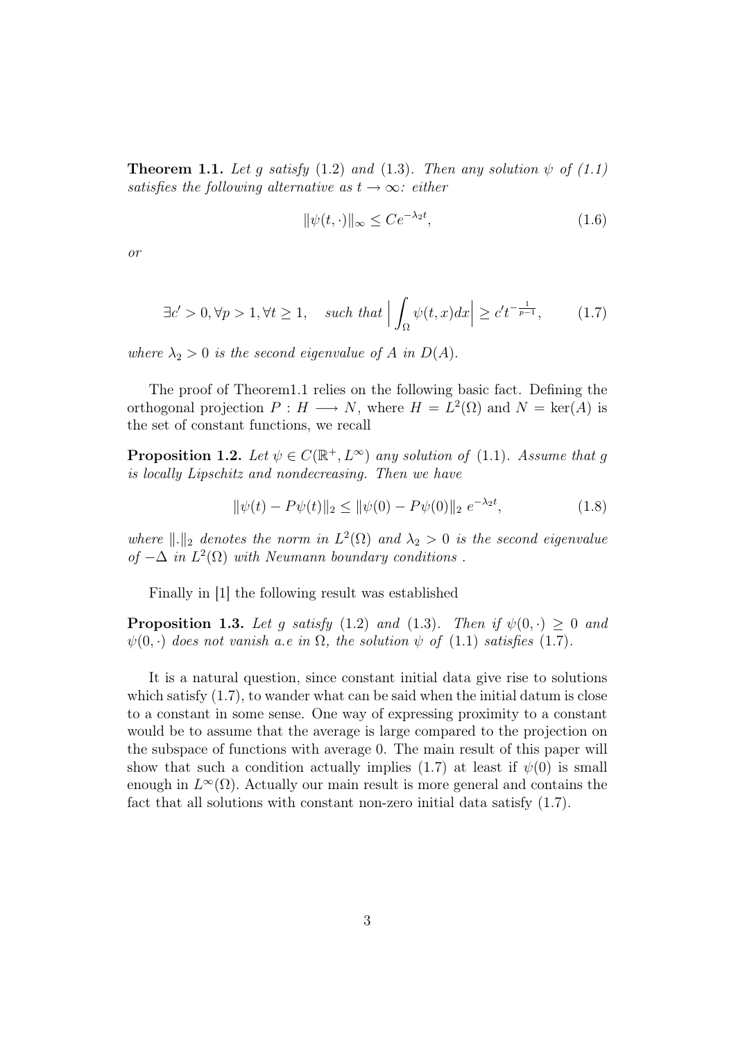**Theorem 1.1.** *Let $g$ satisfy* (1.2) *and* (1.3)*. Then any solution $\psi$ of (1.1) satisfies the following alternative as $t \to \infty$: either*

$$\|\psi(t, \cdot)\|_\infty \leq Ce^{-\lambda_2 t}, \tag{1.6}$$

*or*

$$\exists c' > 0, \forall p > 1, \forall t \geq 1, \quad \textit{such that} \Big| \int_\Omega \psi(t, x) dx \Big| \geq c' t^{-\frac{1}{p-1}}, \tag{1.7}$$

*where $\lambda_2 > 0$ is the second eigenvalue of $A$ in $D(A)$.*

The proof of Theorem1.1 relies on the following basic fact. Defining the orthogonal projection $P : H \longrightarrow N$, where $H = L^2(\Omega)$ and $N = \ker(A)$ is the set of constant functions, we recall

**Proposition 1.2.** *Let $\psi \in C(\mathbb{R}^+, L^\infty)$ any solution of* (1.1)*. Assume that $g$ is locally Lipschitz and nondecreasing. Then we have*

$$\|\psi(t) - P\psi(t)\|_2 \leq \|\psi(0) - P\psi(0)\|_2 \, e^{-\lambda_2 t}, \tag{1.8}$$

*where $\|.\|_2$ denotes the norm in $L^2(\Omega)$ and $\lambda_2 > 0$ is the second eigenvalue of $-\Delta$ in $L^2(\Omega)$ with Neumann boundary conditions .*

Finally in [1] the following result was established

**Proposition 1.3.** *Let $g$ satisfy* (1.2) *and* (1.3)*. Then if $\psi(0, \cdot) \geq 0$ and $\psi(0, \cdot)$ does not vanish a.e in $\Omega$, the solution $\psi$ of* (1.1) *satisfies* (1.7)*.*

It is a natural question, since constant initial data give rise to solutions which satisfy (1.7), to wander what can be said when the initial datum is close to a constant in some sense. One way of expressing proximity to a constant would be to assume that the average is large compared to the projection on the subspace of functions with average 0. The main result of this paper will show that such a condition actually implies (1.7) at least if $\psi(0)$ is small enough in $L^\infty(\Omega)$. Actually our main result is more general and contains the fact that all solutions with constant non-zero initial data satisfy (1.7).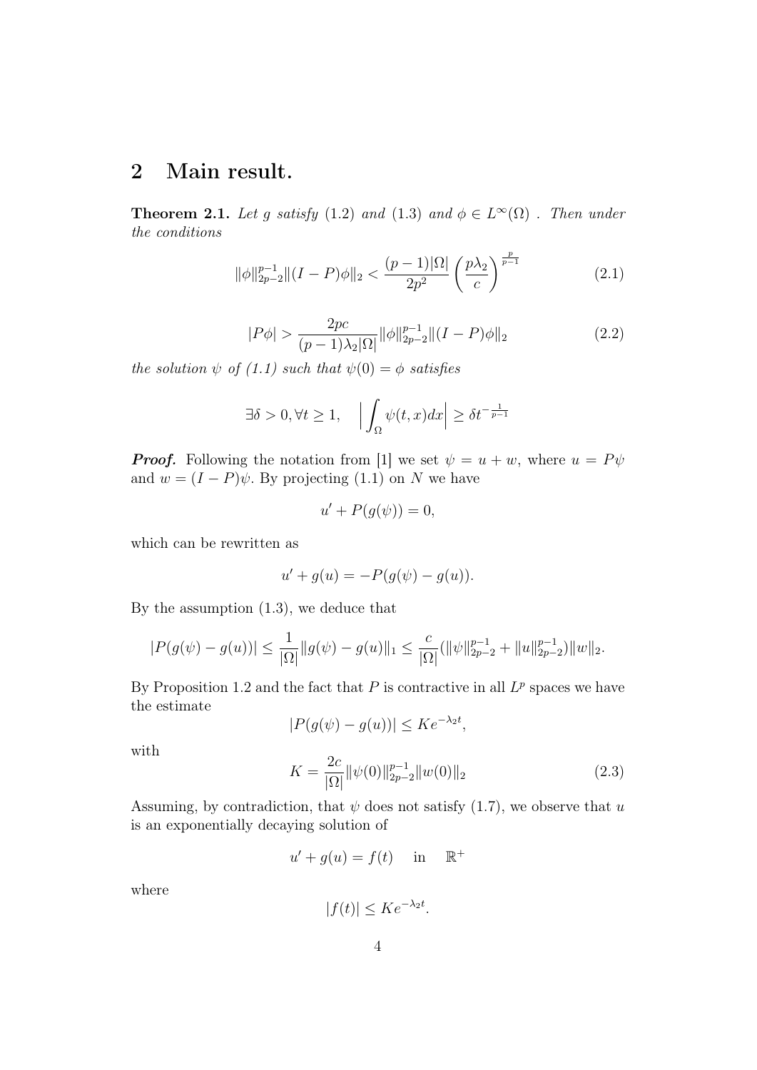# 2 Main result.

**Theorem 2.1.** *Let $g$ satisfy (1.2) and (1.3) and $\phi \in L^\infty(\Omega)$ . Then under the conditions*

$$\|\phi\|_{2p-2}^{p-1}\|(I-P)\phi\|_2 < \frac{(p-1)|\Omega|}{2p^2}\left(\frac{p\lambda_2}{c}\right)^{\frac{p}{p-1}} \tag{2.1}$$

$$|P\phi| > \frac{2pc}{(p-1)\lambda_2|\Omega|}\|\phi\|_{2p-2}^{p-1}\|(I-P)\phi\|_2 \tag{2.2}$$

*the solution $\psi$ of (1.1) such that $\psi(0) = \phi$ satisfies*

$$\exists \delta > 0, \forall t \geq 1, \quad \Big|\int_\Omega \psi(t,x)dx\Big| \geq \delta t^{-\frac{1}{p-1}}$$

***Proof.*** Following the notation from [1] we set $\psi = u + w$, where $u = P\psi$ and $w = (I-P)\psi$. By projecting (1.1) on $N$ we have

$$u' + P(g(\psi)) = 0,$$

which can be rewritten as

$$u' + g(u) = -P(g(\psi) - g(u)).$$

By the assumption (1.3), we deduce that

$$|P(g(\psi) - g(u))| \leq \frac{1}{|\Omega|}\|g(\psi) - g(u)\|_1 \leq \frac{c}{|\Omega|}(\|\psi\|_{2p-2}^{p-1} + \|u\|_{2p-2}^{p-1})\|w\|_2.$$

By Proposition 1.2 and the fact that $P$ is contractive in all $L^p$ spaces we have the estimate

$$|P(g(\psi) - g(u))| \leq Ke^{-\lambda_2 t},$$

with

$$K = \frac{2c}{|\Omega|}\|\psi(0)\|_{2p-2}^{p-1}\|w(0)\|_2 \tag{2.3}$$

Assuming, by contradiction, that $\psi$ does not satisfy (1.7), we observe that $u$ is an exponentially decaying solution of

$$u' + g(u) = f(t) \quad \text{in} \quad \mathbb{R}^+$$

where

$$|f(t)| \leq Ke^{-\lambda_2 t}.$$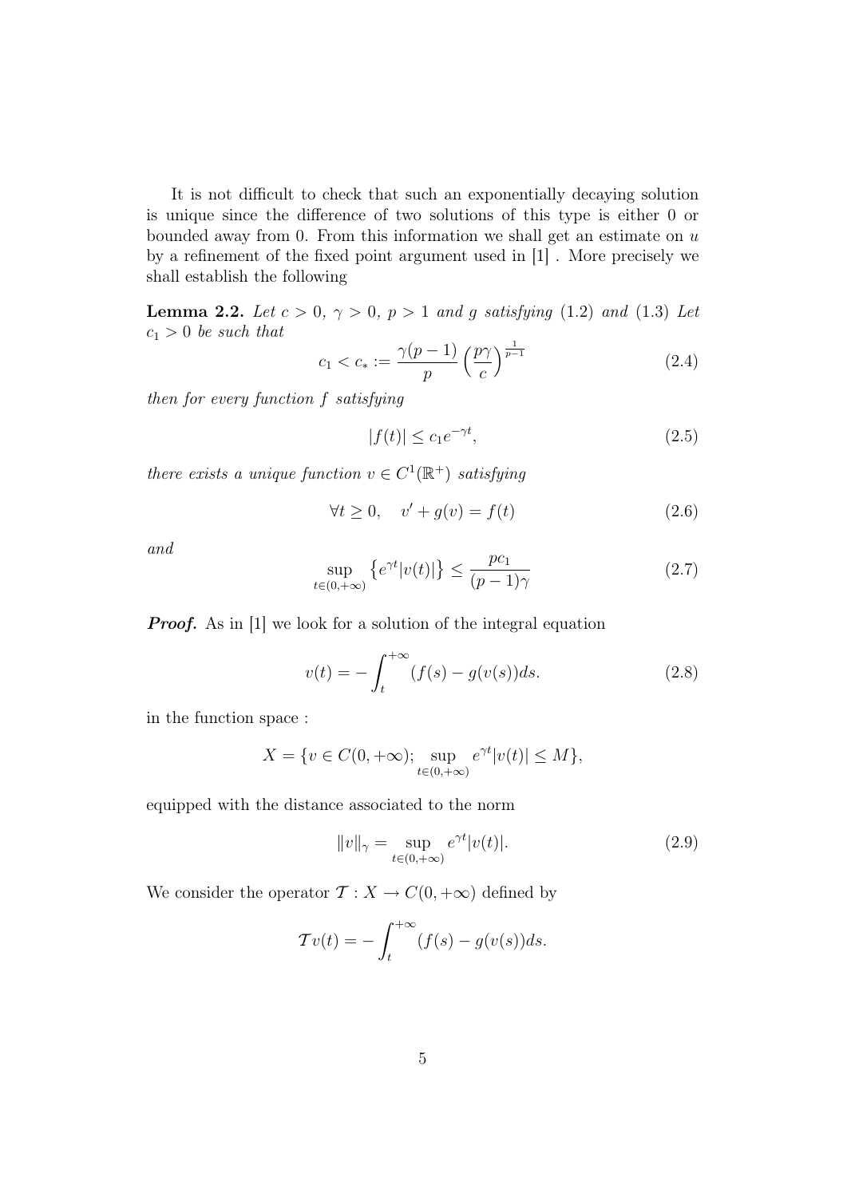It is not difficult to check that such an exponentially decaying solution is unique since the difference of two solutions of this type is either 0 or bounded away from 0. From this information we shall get an estimate on $u$ by a refinement of the fixed point argument used in [1] . More precisely we shall establish the following

**Lemma 2.2.** *Let $c > 0$, $\gamma > 0$, $p > 1$ and $g$ satisfying* (1.2) *and* (1.3) *Let $c_1 > 0$ be such that*

$$c_1 < c_* := \frac{\gamma(p-1)}{p}\Big(\frac{p\gamma}{c}\Big)^{\frac{1}{p-1}} \tag{2.4}$$

*then for every function $f$ satisfying*

$$|f(t)| \leq c_1 e^{-\gamma t}, \tag{2.5}$$

*there exists a unique function $v \in C^1(\mathbb{R}^+)$ satisfying*

$$\forall t \geq 0, \quad v' + g(v) = f(t) \tag{2.6}$$

*and*

$$\sup_{t\in(0,+\infty)} \left\{e^{\gamma t}|v(t)|\right\} \leq \frac{pc_1}{(p-1)\gamma} \tag{2.7}$$

***Proof.*** As in [1] we look for a solution of the integral equation

$$v(t) = -\int_t^{+\infty}(f(s) - g(v(s))ds. \tag{2.8}$$

in the function space :

$$X = \{v \in C(0,+\infty);\ \sup_{t\in(0,+\infty)} e^{\gamma t}|v(t)| \leq M\},$$

equipped with the distance associated to the norm

$$\|v\|_\gamma = \sup_{t\in(0,+\infty)} e^{\gamma t}|v(t)|. \tag{2.9}$$

We consider the operator $\mathcal{T} : X \to C(0,+\infty)$ defined by

$$\mathcal{T}v(t) = -\int_t^{+\infty}(f(s) - g(v(s))ds.$$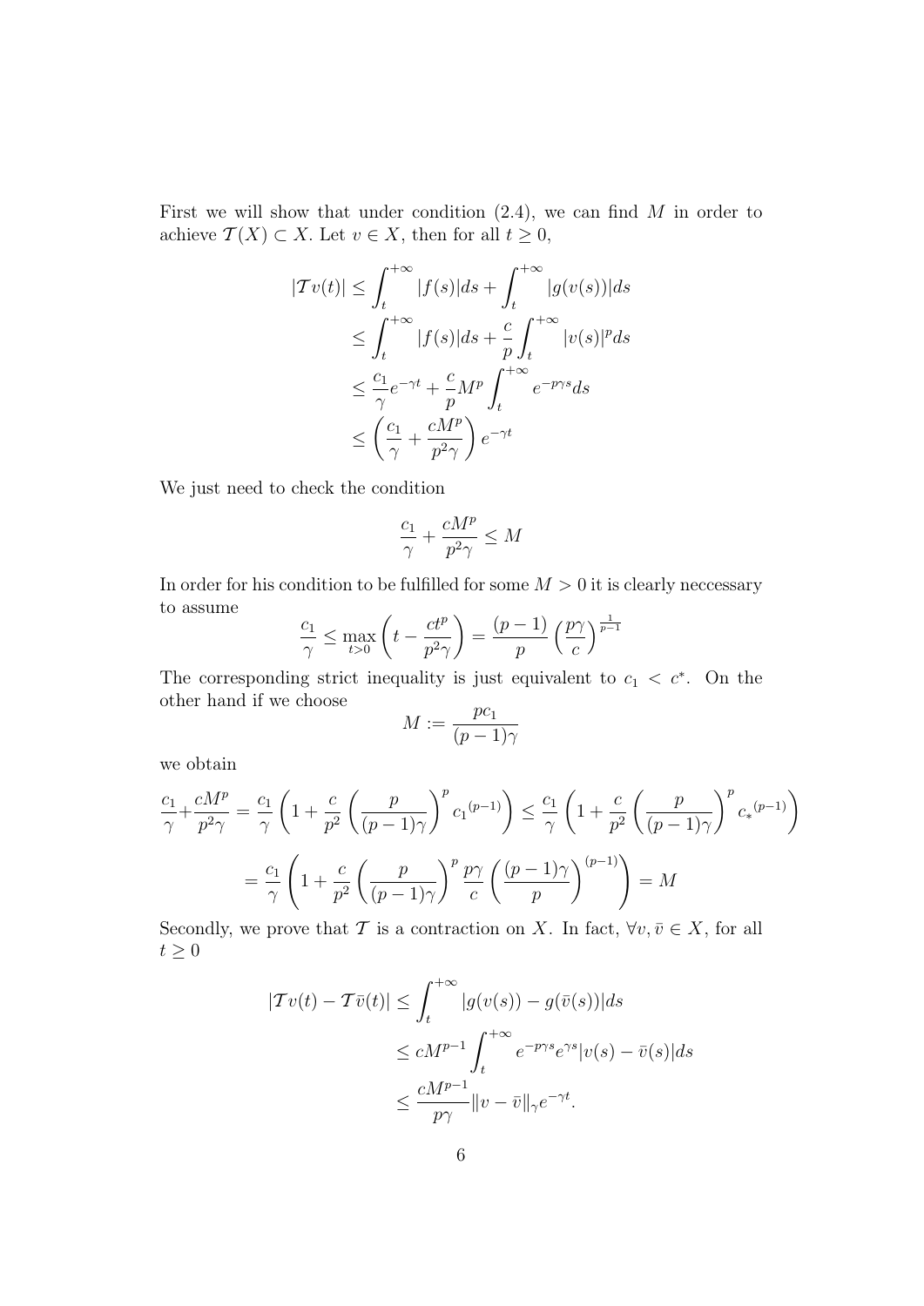First we will show that under condition (2.4), we can find $M$ in order to achieve $\mathcal{T}(X) \subset X$. Let $v \in X$, then for all $t \geq 0$,

$$
\begin{aligned}
|\mathcal{T}v(t)| &\leq \int_t^{+\infty} |f(s)|ds + \int_t^{+\infty} |g(v(s))|ds \\
&\leq \int_t^{+\infty} |f(s)|ds + \frac{c}{p}\int_t^{+\infty} |v(s)|^p ds \\
&\leq \frac{c_1}{\gamma}e^{-\gamma t} + \frac{c}{p}M^p \int_t^{+\infty} e^{-p\gamma s}ds \\
&\leq \left(\frac{c_1}{\gamma} + \frac{cM^p}{p^2\gamma}\right)e^{-\gamma t}
\end{aligned}
$$

We just need to check the condition

$$
\frac{c_1}{\gamma} + \frac{cM^p}{p^2\gamma} \leq M
$$

In order for his condition to be fulfilled for some $M > 0$ it is clearly neccessary to assume

$$
\frac{c_1}{\gamma} \leq \max_{t>0}\left(t - \frac{ct^p}{p^2\gamma}\right) = \frac{(p-1)}{p}\left(\frac{p\gamma}{c}\right)^{\frac{1}{p-1}}
$$

The corresponding strict inequality is just equivalent to $c_1 < c^*$. On the other hand if we choose

$$
M := \frac{pc_1}{(p-1)\gamma}
$$

we obtain

$$
\begin{aligned}
\frac{c_1}{\gamma} + \frac{cM^p}{p^2\gamma} &= \frac{c_1}{\gamma}\left(1 + \frac{c}{p^2}\left(\frac{p}{(p-1)\gamma}\right)^p {c_1}^{(p-1)}\right) \leq \frac{c_1}{\gamma}\left(1 + \frac{c}{p^2}\left(\frac{p}{(p-1)\gamma}\right)^p {c_*}^{(p-1)}\right) \\
&= \frac{c_1}{\gamma}\left(1 + \frac{c}{p^2}\left(\frac{p}{(p-1)\gamma}\right)^p \frac{p\gamma}{c}\left(\frac{(p-1)\gamma}{p}\right)^{(p-1)}\right) = M
\end{aligned}
$$

Secondly, we prove that $\mathcal{T}$ is a contraction on $X$. In fact, $\forall v, \bar{v} \in X$, for all $t \geq 0$

$$
\begin{aligned}
|\mathcal{T}v(t) - \mathcal{T}\bar{v}(t)| &\leq \int_t^{+\infty} |g(v(s)) - g(\bar{v}(s))|ds \\
&\leq cM^{p-1}\int_t^{+\infty} e^{-p\gamma s}e^{\gamma s}|v(s) - \bar{v}(s)|ds \\
&\leq \frac{cM^{p-1}}{p\gamma}\|v - \bar{v}\|_\gamma e^{-\gamma t}.
\end{aligned}
$$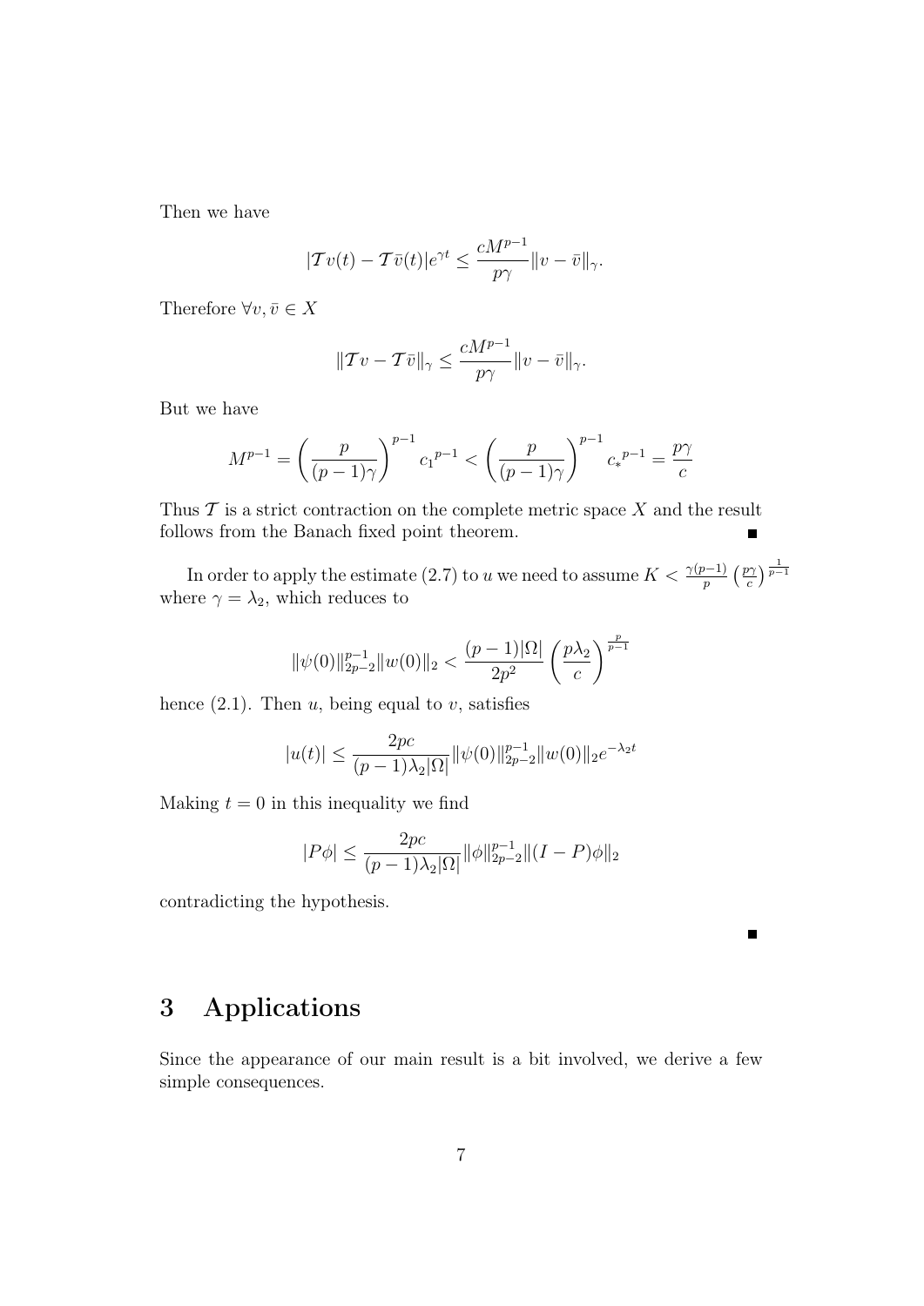Then we have

$$|\mathcal{T}v(t) - \mathcal{T}\bar{v}(t)|e^{\gamma t} \leq \frac{cM^{p-1}}{p\gamma}\|v - \bar{v}\|_\gamma.$$

Therefore $\forall v, \bar{v} \in X$

$$\|\mathcal{T}v - \mathcal{T}\bar{v}\|_\gamma \leq \frac{cM^{p-1}}{p\gamma}\|v - \bar{v}\|_\gamma.$$

But we have

$$M^{p-1} = \left(\frac{p}{(p-1)\gamma}\right)^{p-1} {c_1}^{p-1} < \left(\frac{p}{(p-1)\gamma}\right)^{p-1} {c_*}^{p-1} = \frac{p\gamma}{c}$$

Thus $\mathcal{T}$ is a strict contraction on the complete metric space $X$ and the result follows from the Banach fixed point theorem. ∎

In order to apply the estimate (2.7) to $u$ we need to assume $K < \frac{\gamma(p-1)}{p}\left(\frac{p\gamma}{c}\right)^{\frac{1}{p-1}}$ where $\gamma = \lambda_2$, which reduces to

$$\|\psi(0)\|_{2p-2}^{p-1}\|w(0)\|_2 < \frac{(p-1)|\Omega|}{2p^2}\left(\frac{p\lambda_2}{c}\right)^{\frac{p}{p-1}}$$

hence (2.1). Then $u$, being equal to $v$, satisfies

$$|u(t)| \leq \frac{2pc}{(p-1)\lambda_2|\Omega|}\|\psi(0)\|_{2p-2}^{p-1}\|w(0)\|_2 e^{-\lambda_2 t}$$

Making $t = 0$ in this inequality we find

$$|P\phi| \leq \frac{2pc}{(p-1)\lambda_2|\Omega|}\|\phi\|_{2p-2}^{p-1}\|(I-P)\phi\|_2$$

contradicting the hypothesis.

∎

# 3 Applications

Since the appearance of our main result is a bit involved, we derive a few simple consequences.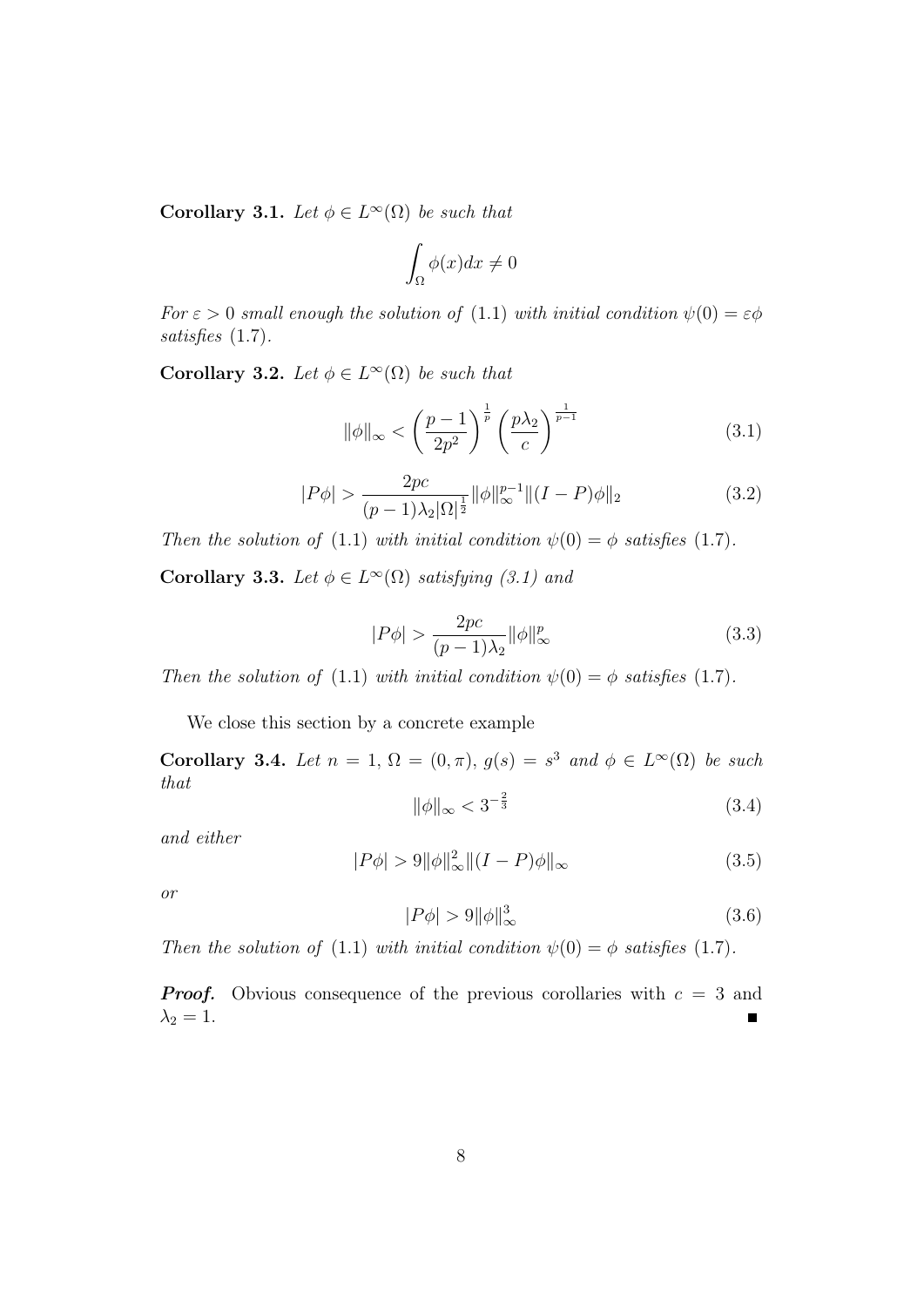**Corollary 3.1.** *Let $\phi \in L^\infty(\Omega)$ be such that*

$$\int_\Omega \phi(x)dx \neq 0$$

*For $\varepsilon > 0$ small enough the solution of* (1.1) *with initial condition $\psi(0) = \varepsilon\phi$ satisfies* (1.7)*.*

**Corollary 3.2.** *Let $\phi \in L^\infty(\Omega)$ be such that*

$$\|\phi\|_\infty < \left(\frac{p-1}{2p^2}\right)^{\frac{1}{p}} \left(\frac{p\lambda_2}{c}\right)^{\frac{1}{p-1}} \tag{3.1}$$

$$|P\phi| > \frac{2pc}{(p-1)\lambda_2|\Omega|^{\frac{1}{2}}} \|\phi\|_\infty^{p-1} \|(I-P)\phi\|_2 \tag{3.2}$$

*Then the solution of* (1.1) *with initial condition $\psi(0) = \phi$ satisfies* (1.7)*.*

**Corollary 3.3.** *Let $\phi \in L^\infty(\Omega)$ satisfying (3.1) and*

$$|P\phi| > \frac{2pc}{(p-1)\lambda_2} \|\phi\|_\infty^p \tag{3.3}$$

*Then the solution of* (1.1) *with initial condition $\psi(0) = \phi$ satisfies* (1.7)*.*

We close this section by a concrete example

**Corollary 3.4.** *Let $n = 1$, $\Omega = (0, \pi)$, $g(s) = s^3$ and $\phi \in L^\infty(\Omega)$ be such that*

$$\|\phi\|_\infty < 3^{-\frac{2}{3}} \tag{3.4}$$

*and either*

$$|P\phi| > 9\|\phi\|_\infty^2 \|(I-P)\phi\|_\infty \tag{3.5}$$

*or*

$$|P\phi| > 9\|\phi\|_\infty^3 \tag{3.6}$$

*Then the solution of* (1.1) *with initial condition $\psi(0) = \phi$ satisfies* (1.7)*.*

***Proof.*** Obvious consequence of the previous corollaries with $c = 3$ and $\lambda_2 = 1$. ∎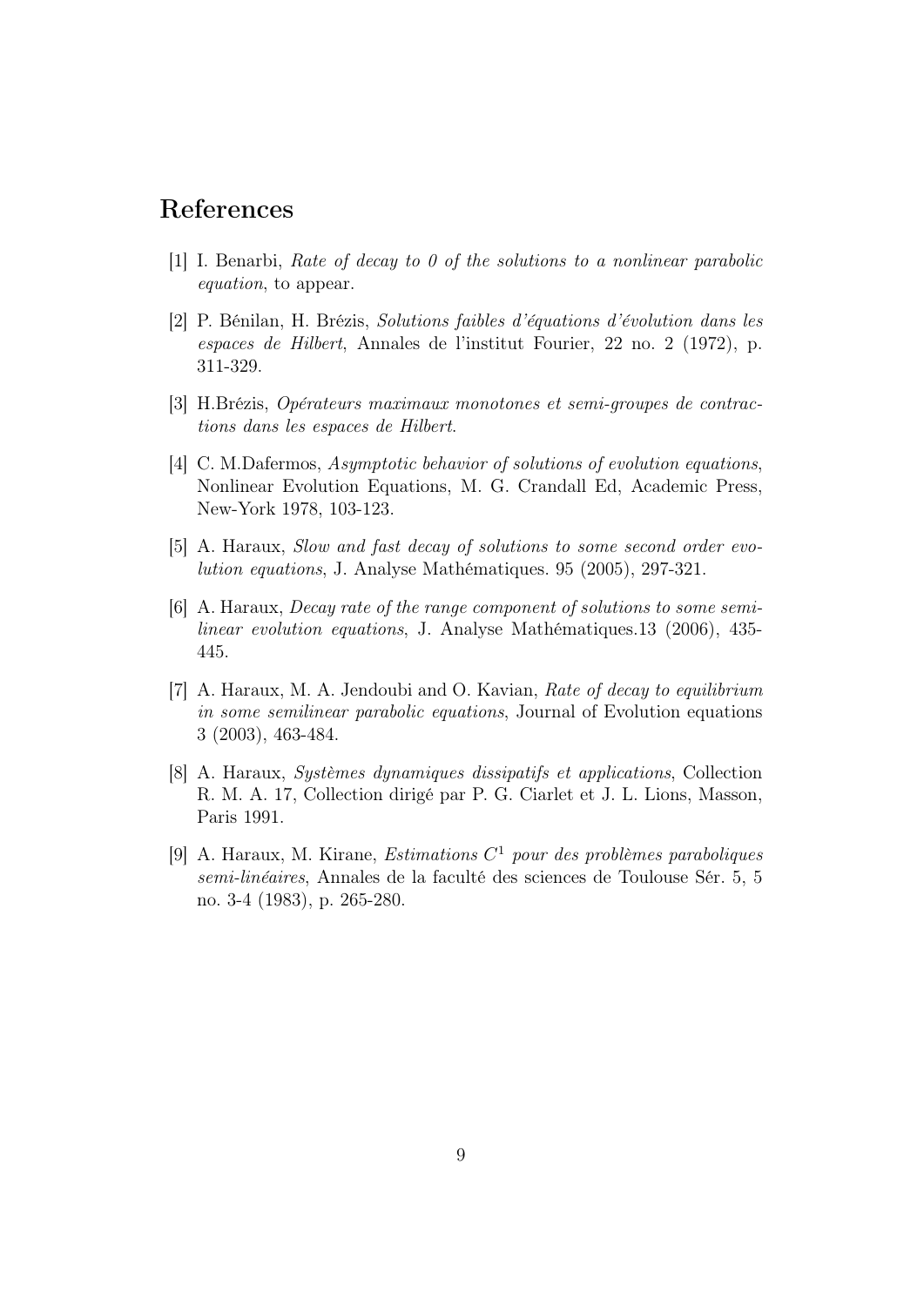## References

[1] I. Benarbi, *Rate of decay to 0 of the solutions to a nonlinear parabolic equation*, to appear.

[2] P. Bénilan, H. Brézis, *Solutions faibles d'équations d'évolution dans les espaces de Hilbert*, Annales de l'institut Fourier, 22 no. 2 (1972), p. 311-329.

[3] H.Brézis, *Opérateurs maximaux monotones et semi-groupes de contractions dans les espaces de Hilbert*.

[4] C. M.Dafermos, *Asymptotic behavior of solutions of evolution equations*, Nonlinear Evolution Equations, M. G. Crandall Ed, Academic Press, New-York 1978, 103-123.

[5] A. Haraux, *Slow and fast decay of solutions to some second order evolution equations*, J. Analyse Mathématiques. 95 (2005), 297-321.

[6] A. Haraux, *Decay rate of the range component of solutions to some semilinear evolution equations*, J. Analyse Mathématiques.13 (2006), 435-445.

[7] A. Haraux, M. A. Jendoubi and O. Kavian, *Rate of decay to equilibrium in some semilinear parabolic equations*, Journal of Evolution equations 3 (2003), 463-484.

[8] A. Haraux, *Systèmes dynamiques dissipatifs et applications*, Collection R. M. A. 17, Collection dirigé par P. G. Ciarlet et J. L. Lions, Masson, Paris 1991.

[9] A. Haraux, M. Kirane, *Estimations $C^1$ pour des problèmes paraboliques semi-linéaires*, Annales de la faculté des sciences de Toulouse Sér. 5, 5 no. 3-4 (1983), p. 265-280.